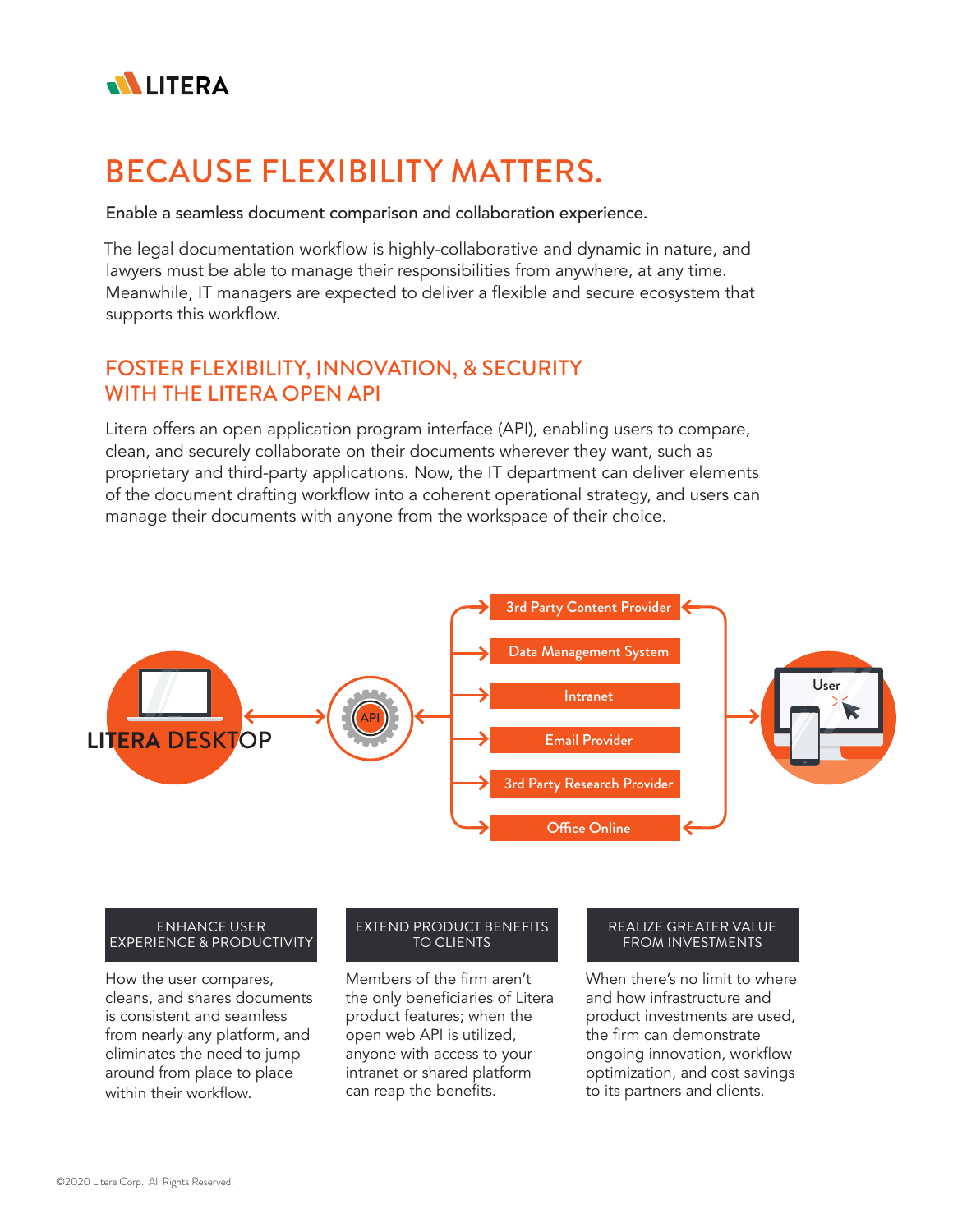LITERA

# BECAUSE FLEXIBILITY MATTERS.

Enable a seamless document comparison and collaboration experience.

The legal documentation workflow is highly-collaborative and dynamic in nature, and lawyers must be able to manage their responsibilities from anywhere, at any time. Meanwhile, IT managers are expected to deliver a flexible and secure ecosystem that supports this workflow.

## FOSTER FLEXIBILITY, INNOVATION, & SECURITY WITH THE LITERA OPEN API

Litera offers an open application program interface (API), enabling users to compare, clean, and securely collaborate on their documents wherever they want, such as proprietary and third-party applications. Now, the IT department can deliver elements of the document drafting workflow into a coherent operational strategy, and users can manage their documents with anyone from the workspace of their choice.

LITERA DESKTOP

API

- 3rd Party Content Provider
- Data Management System
- Intranet
- Email Provider
- 3rd Party Research Provider
- Office Online

User

### ENHANCE USER EXPERIENCE & PRODUCTIVITY

How the user compares, cleans, and shares documents is consistent and seamless from nearly any platform, and eliminates the need to jump around from place to place within their workflow.

### EXTEND PRODUCT BENEFITS TO CLIENTS

Members of the firm aren't the only beneficiaries of Litera product features; when the open web API is utilized, anyone with access to your intranet or shared platform can reap the benefits.

### REALIZE GREATER VALUE FROM INVESTMENTS

When there's no limit to where and how infrastructure and product investments are used, the firm can demonstrate ongoing innovation, workflow optimization, and cost savings to its partners and clients.

©2020 Litera Corp. All Rights Reserved.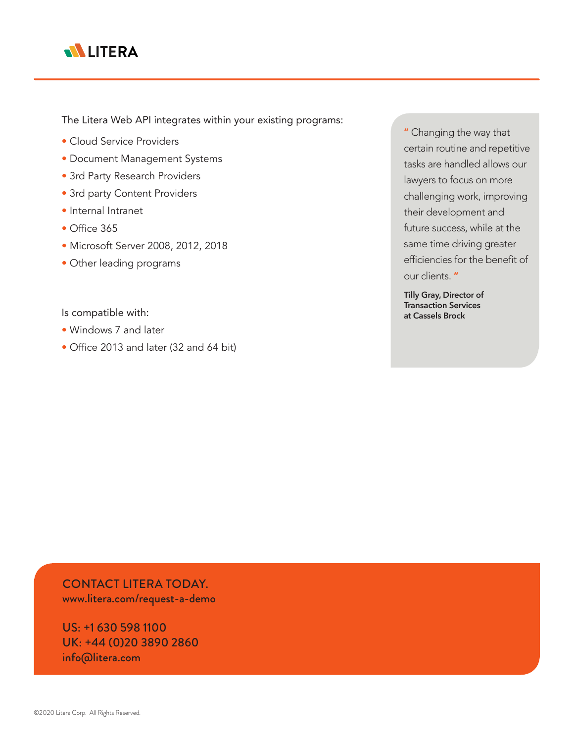LITERA

The Litera Web API integrates within your existing programs:

- Cloud Service Providers
- Document Management Systems
- 3rd Party Research Providers
- 3rd party Content Providers
- Internal Intranet
- Office 365
- Microsoft Server 2008, 2012, 2018
- Other leading programs

Is compatible with:

- Windows 7 and later
- Office 2013 and later (32 and 64 bit)

" Changing the way that certain routine and repetitive tasks are handled allows our lawyers to focus on more challenging work, improving their development and future success, while at the same time driving greater efficiencies for the benefit of our clients. "

**Tilly Gray, Director of Transaction Services at Cassels Brock**

## CONTACT LITERA TODAY.

www.litera.com/request-a-demo

US: +1 630 598 1100
UK: +44 (0)20 3890 2860
info@litera.com

©2020 Litera Corp. All Rights Reserved.